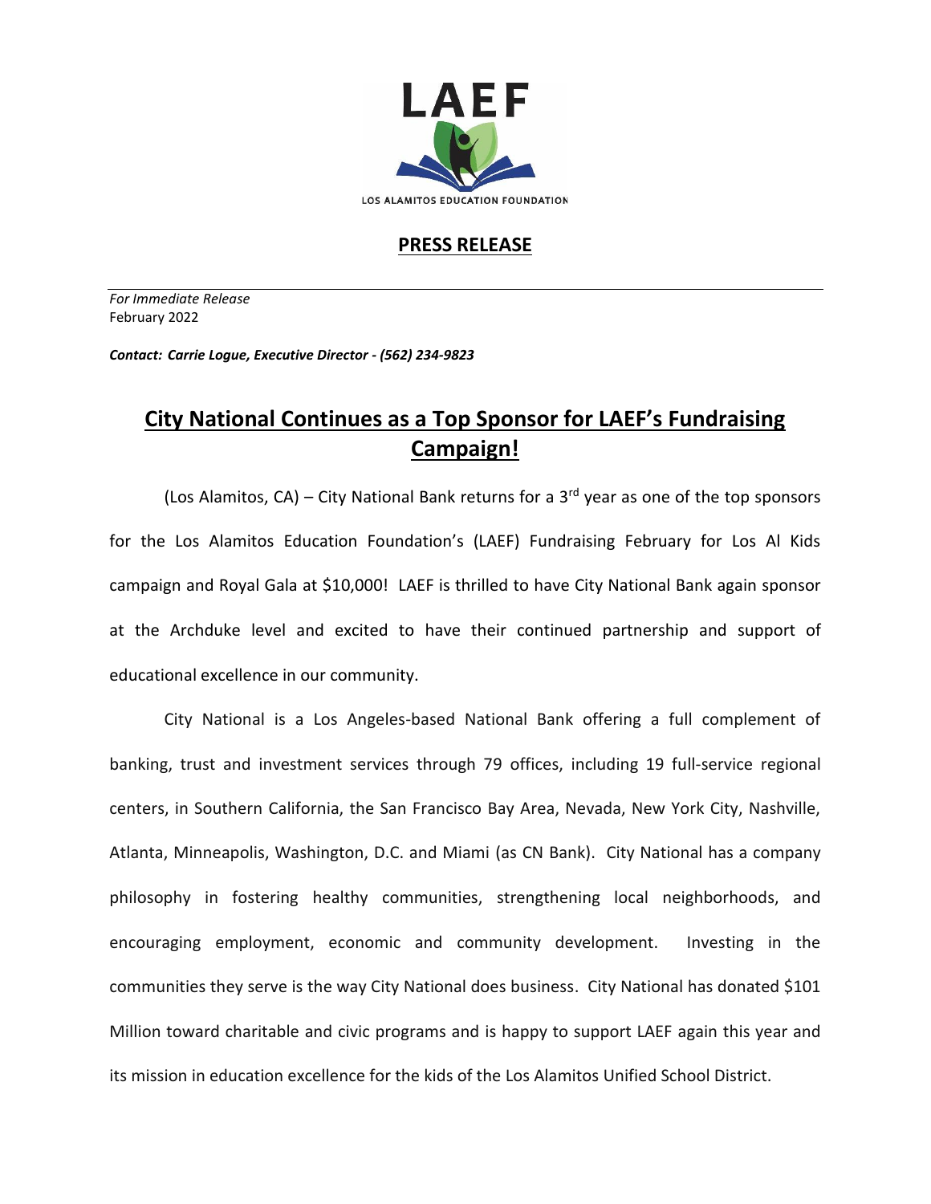LAEF

LOS ALAMITOS EDUCATION FOUNDATION

**PRESS RELEASE**

*For Immediate Release*
February 2022

***Contact: Carrie Logue, Executive Director - (562) 234-9823***

# City National Continues as a Top Sponsor for LAEF's Fundraising Campaign!

(Los Alamitos, CA) – City National Bank returns for a 3rd year as one of the top sponsors for the Los Alamitos Education Foundation's (LAEF) Fundraising February for Los Al Kids campaign and Royal Gala at $10,000! LAEF is thrilled to have City National Bank again sponsor at the Archduke level and excited to have their continued partnership and support of educational excellence in our community.

City National is a Los Angeles-based National Bank offering a full complement of banking, trust and investment services through 79 offices, including 19 full-service regional centers, in Southern California, the San Francisco Bay Area, Nevada, New York City, Nashville, Atlanta, Minneapolis, Washington, D.C. and Miami (as CN Bank). City National has a company philosophy in fostering healthy communities, strengthening local neighborhoods, and encouraging employment, economic and community development. Investing in the communities they serve is the way City National does business. City National has donated $101 Million toward charitable and civic programs and is happy to support LAEF again this year and its mission in education excellence for the kids of the Los Alamitos Unified School District.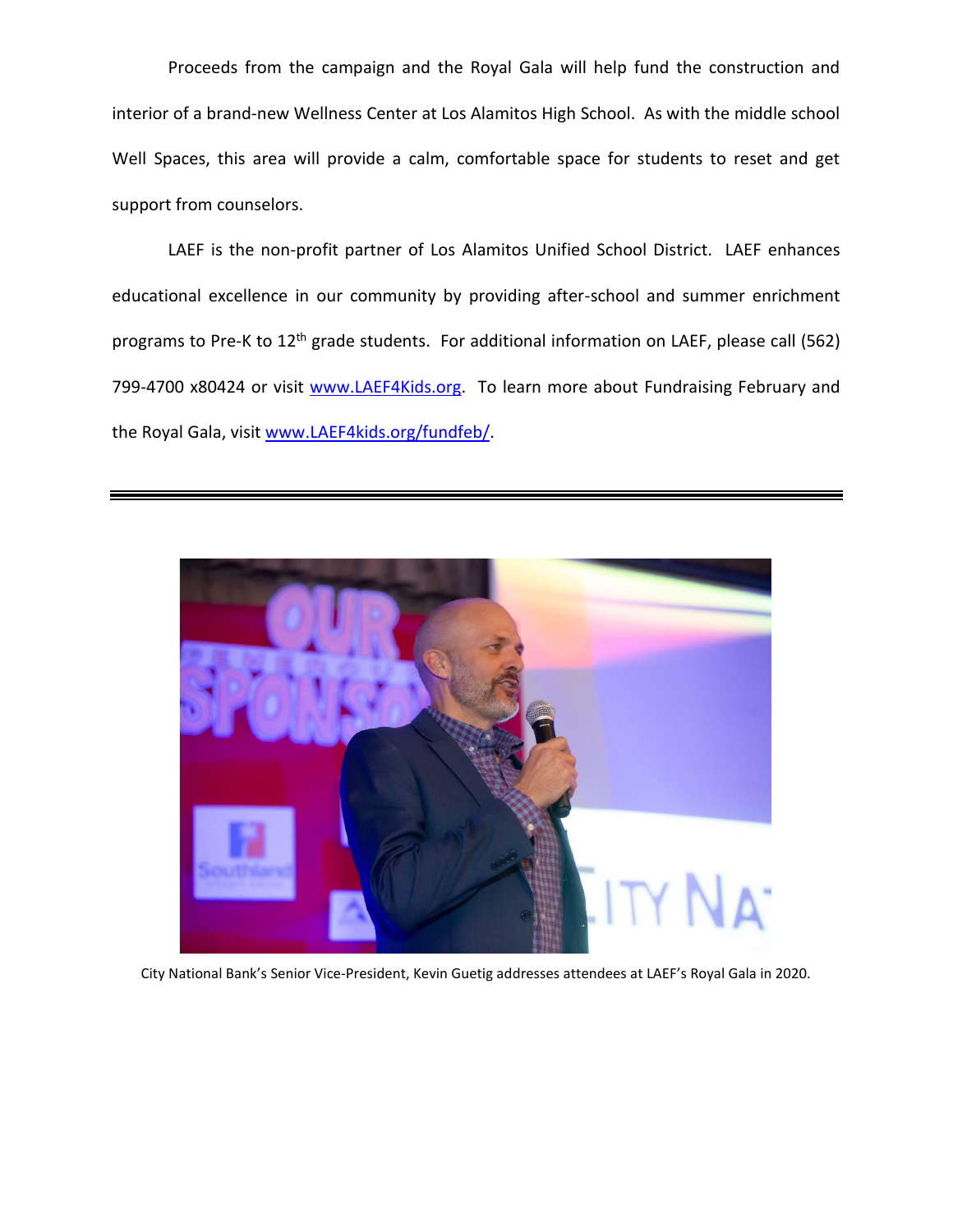Proceeds from the campaign and the Royal Gala will help fund the construction and interior of a brand-new Wellness Center at Los Alamitos High School. As with the middle school Well Spaces, this area will provide a calm, comfortable space for students to reset and get support from counselors.

LAEF is the non-profit partner of Los Alamitos Unified School District. LAEF enhances educational excellence in our community by providing after-school and summer enrichment programs to Pre-K to 12th grade students. For additional information on LAEF, please call (562) 799-4700 x80424 or visit www.LAEF4Kids.org. To learn more about Fundraising February and the Royal Gala, visit www.LAEF4kids.org/fundfeb/.

---

City National Bank's Senior Vice-President, Kevin Guetig addresses attendees at LAEF's Royal Gala in 2020.